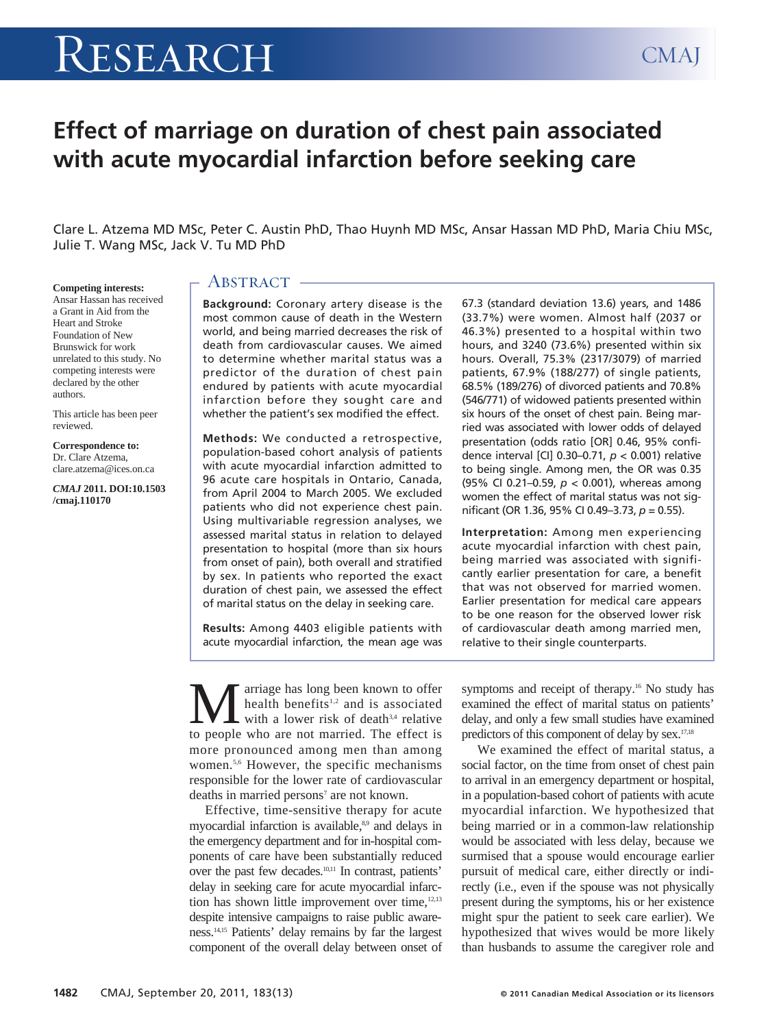# Effect of marriage on duration of chest pain associated with acute myocardial infarction before seeking care

Clare L. Atzema MD MSc, Peter C. Austin PhD, Thao Huynh MD MSc, Ansar Hassan MD PhD, Maria Chiu MSc, Julie T. Wang MSc, Jack V. Tu MD PhD

**Competing interests:** Ansar Hassan has received a Grant in Aid from the Heart and Stroke Foundation of New Brunswick for work unrelated to this study. No competing interests were declared by the other authors.

This article has been peer reviewed.

**Correspondence to:** Dr. Clare Atzema, clare.atzema@ices.on.ca

***CMAJ* 2011. DOI:10.1503/cmaj.110170**

## Abstract

**Background:** Coronary artery disease is the most common cause of death in the Western world, and being married decreases the risk of death from cardiovascular causes. We aimed to determine whether marital status was a predictor of the duration of chest pain endured by patients with acute myocardial infarction before they sought care and whether the patient's sex modified the effect.

**Methods:** We conducted a retrospective, population-based cohort analysis of patients with acute myocardial infarction admitted to 96 acute care hospitals in Ontario, Canada, from April 2004 to March 2005. We excluded patients who did not experience chest pain. Using multivariable regression analyses, we assessed marital status in relation to delayed presentation to hospital (more than six hours from onset of pain), both overall and stratified by sex. In patients who reported the exact duration of chest pain, we assessed the effect of marital status on the delay in seeking care.

**Results:** Among 4403 eligible patients with acute myocardial infarction, the mean age was 67.3 (standard deviation 13.6) years, and 1486 (33.7%) were women. Almost half (2037 or 46.3%) presented to a hospital within two hours, and 3240 (73.6%) presented within six hours. Overall, 75.3% (2317/3079) of married patients, 67.9% (188/277) of single patients, 68.5% (189/276) of divorced patients and 70.8% (546/771) of widowed patients presented within six hours of the onset of chest pain. Being married was associated with lower odds of delayed presentation (odds ratio [OR] 0.46, 95% confidence interval [CI] 0.30–0.71, $p < 0.001$) relative to being single. Among men, the OR was 0.35 (95% CI 0.21–0.59, $p < 0.001$), whereas among women the effect of marital status was not significant (OR 1.36, 95% CI 0.49–3.73, $p = 0.55$).

**Interpretation:** Among men experiencing acute myocardial infarction with chest pain, being married was associated with significantly earlier presentation for care, a benefit that was not observed for married women. Earlier presentation for medical care appears to be one reason for the observed lower risk of cardiovascular death among married men, relative to their single counterparts.

Marriage has long been known to offer health benefits[1,2] and is associated with a lower risk of death[3,4] relative to people who are not married. The effect is more pronounced among men than among women.[5,6] However, the specific mechanisms responsible for the lower rate of cardiovascular deaths in married persons[7] are not known.

Effective, time-sensitive therapy for acute myocardial infarction is available,[8,9] and delays in the emergency department and for in-hospital components of care have been substantially reduced over the past few decades.[10,11] In contrast, patients' delay in seeking care for acute myocardial infarction has shown little improvement over time,[12,13] despite intensive campaigns to raise public awareness.[14,15] Patients' delay remains by far the largest component of the overall delay between onset of symptoms and receipt of therapy.[16] No study has examined the effect of marital status on patients' delay, and only a few small studies have examined predictors of this component of delay by sex.[17,18]

We examined the effect of marital status, a social factor, on the time from onset of chest pain to arrival in an emergency department or hospital, in a population-based cohort of patients with acute myocardial infarction. We hypothesized that being married or in a common-law relationship would be associated with less delay, because we surmised that a spouse would encourage earlier pursuit of medical care, either directly or indirectly (i.e., even if the spouse was not physically present during the symptoms, his or her existence might spur the patient to seek care earlier). We hypothesized that wives would be more likely than husbands to assume the caregiver role and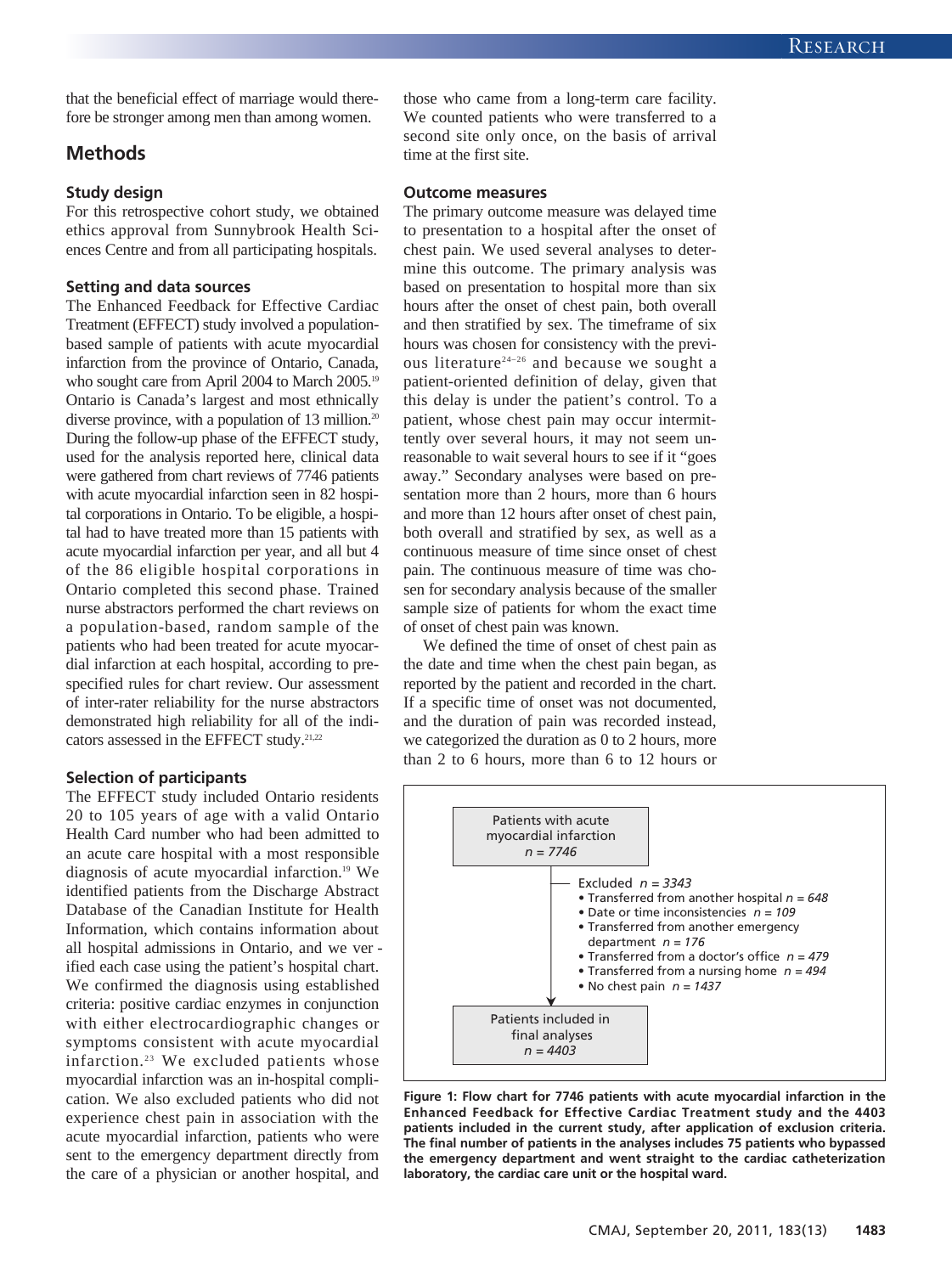that the beneficial effect of marriage would therefore be stronger among men than among women.

## Methods

### Study design

For this retrospective cohort study, we obtained ethics approval from Sunnybrook Health Sciences Centre and from all participating hospitals.

### Setting and data sources

The Enhanced Feedback for Effective Cardiac Treatment (EFFECT) study involved a population-based sample of patients with acute myocardial infarction from the province of Ontario, Canada, who sought care from April 2004 to March 2005.[19] Ontario is Canada's largest and most ethnically diverse province, with a population of 13 million.[20] During the follow-up phase of the EFFECT study, used for the analysis reported here, clinical data were gathered from chart reviews of 7746 patients with acute myocardial infarction seen in 82 hospital corporations in Ontario. To be eligible, a hospital had to have treated more than 15 patients with acute myocardial infarction per year, and all but 4 of the 86 eligible hospital corporations in Ontario completed this second phase. Trained nurse abstractors performed the chart reviews on a population-based, random sample of the patients who had been treated for acute myocardial infarction at each hospital, according to prespecified rules for chart review. Our assessment of inter-rater reliability for the nurse abstractors demonstrated high reliability for all of the indicators assessed in the EFFECT study.[21,22]

### Selection of participants

The EFFECT study included Ontario residents 20 to 105 years of age with a valid Ontario Health Card number who had been admitted to an acute care hospital with a most responsible diagnosis of acute myocardial infarction.[19] We identified patients from the Discharge Abstract Database of the Canadian Institute for Health Information, which contains information about all hospital admissions in Ontario, and we verified each case using the patient's hospital chart. We confirmed the diagnosis using established criteria: positive cardiac enzymes in conjunction with either electrocardiographic changes or symptoms consistent with acute myocardial infarction.[23] We excluded patients whose myocardial infarction was an in-hospital complication. We also excluded patients who did not experience chest pain in association with the acute myocardial infarction, patients who were sent to the emergency department directly from the care of a physician or another hospital, and those who came from a long-term care facility. We counted patients who were transferred to a second site only once, on the basis of arrival time at the first site.

### Outcome measures

The primary outcome measure was delayed time to presentation to a hospital after the onset of chest pain. We used several analyses to determine this outcome. The primary analysis was based on presentation to hospital more than six hours after the onset of chest pain, both overall and then stratified by sex. The timeframe of six hours was chosen for consistency with the previous literature[24–26] and because we sought a patient-oriented definition of delay, given that this delay is under the patient's control. To a patient, whose chest pain may occur intermittently over several hours, it may not seem unreasonable to wait several hours to see if it "goes away." Secondary analyses were based on presentation more than 2 hours, more than 6 hours and more than 12 hours after onset of chest pain, both overall and stratified by sex, as well as a continuous measure of time since onset of chest pain. The continuous measure of time was chosen for secondary analysis because of the smaller sample size of patients for whom the exact time of onset of chest pain was known.

We defined the time of onset of chest pain as the date and time when the chest pain began, as reported by the patient and recorded in the chart. If a specific time of onset was not documented, and the duration of pain was recorded instead, we categorized the duration as 0 to 2 hours, more than 2 to 6 hours, more than 6 to 12 hours or

Patients with acute myocardial infarction *n = 7746*

Excluded *n = 3343*
- Transferred from another hospital *n = 648*
- Date or time inconsistencies *n = 109*
- Transferred from another emergency department *n = 176*
- Transferred from a doctor's office *n = 479*
- Transferred from a nursing home *n = 494*
- No chest pain *n = 1437*

Patients included in final analyses *n = 4403*

**Figure 1: Flow chart for 7746 patients with acute myocardial infarction in the Enhanced Feedback for Effective Cardiac Treatment study and the 4403 patients included in the current study, after application of exclusion criteria. The final number of patients in the analyses includes 75 patients who bypassed the emergency department and went straight to the cardiac catheterization laboratory, the cardiac care unit or the hospital ward.**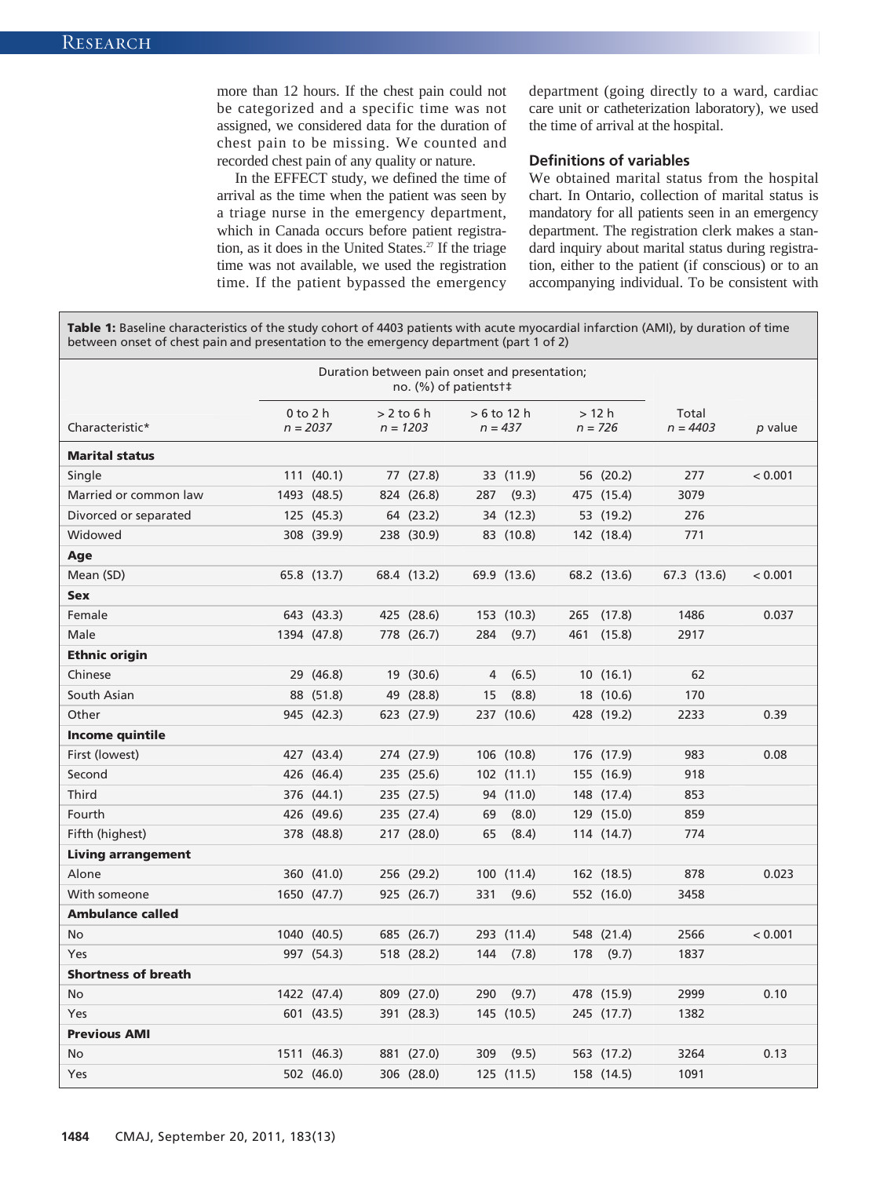more than 12 hours. If the chest pain could not be categorized and a specific time was not assigned, we considered data for the duration of chest pain to be missing. We counted and recorded chest pain of any quality or nature.

In the EFFECT study, we defined the time of arrival as the time when the patient was seen by a triage nurse in the emergency department, which in Canada occurs before patient registration, as it does in the United States.[27] If the triage time was not available, we used the registration time. If the patient bypassed the emergency department (going directly to a ward, cardiac care unit or catheterization laboratory), we used the time of arrival at the hospital.

### Definitions of variables

We obtained marital status from the hospital chart. In Ontario, collection of marital status is mandatory for all patients seen in an emergency department. The registration clerk makes a standard inquiry about marital status during registration, either to the patient (if conscious) or to an accompanying individual. To be consistent with

**Table 1:** Baseline characteristics of the study cohort of 4403 patients with acute myocardial infarction (AMI), by duration of time between onset of chest pain and presentation to the emergency department (part 1 of 2)

| | Duration between pain onset and presentation; no. (%) of patients†‡ | | | | | |
|---|---|---|---|---|---|---|
| Characteristic* | 0 to 2 h *n = 2037* | > 2 to 6 h *n = 1203* | > 6 to 12 h *n = 437* | > 12 h *n = 726* | Total *n = 4403* | *p* value |
| **Marital status** | | | | | | |
| Single | 111 (40.1) | 77 (27.8) | 33 (11.9) | 56 (20.2) | 277 | < 0.001 |
| Married or common law | 1493 (48.5) | 824 (26.8) | 287 (9.3) | 475 (15.4) | 3079 | |
| Divorced or separated | 125 (45.3) | 64 (23.2) | 34 (12.3) | 53 (19.2) | 276 | |
| Widowed | 308 (39.9) | 238 (30.9) | 83 (10.8) | 142 (18.4) | 771 | |
| **Age** | | | | | | |
| Mean (SD) | 65.8 (13.7) | 68.4 (13.2) | 69.9 (13.6) | 68.2 (13.6) | 67.3 (13.6) | < 0.001 |
| **Sex** | | | | | | |
| Female | 643 (43.3) | 425 (28.6) | 153 (10.3) | 265 (17.8) | 1486 | 0.037 |
| Male | 1394 (47.8) | 778 (26.7) | 284 (9.7) | 461 (15.8) | 2917 | |
| **Ethnic origin** | | | | | | |
| Chinese | 29 (46.8) | 19 (30.6) | 4 (6.5) | 10 (16.1) | 62 | |
| South Asian | 88 (51.8) | 49 (28.8) | 15 (8.8) | 18 (10.6) | 170 | |
| Other | 945 (42.3) | 623 (27.9) | 237 (10.6) | 428 (19.2) | 2233 | 0.39 |
| **Income quintile** | | | | | | |
| First (lowest) | 427 (43.4) | 274 (27.9) | 106 (10.8) | 176 (17.9) | 983 | 0.08 |
| Second | 426 (46.4) | 235 (25.6) | 102 (11.1) | 155 (16.9) | 918 | |
| Third | 376 (44.1) | 235 (27.5) | 94 (11.0) | 148 (17.4) | 853 | |
| Fourth | 426 (49.6) | 235 (27.4) | 69 (8.0) | 129 (15.0) | 859 | |
| Fifth (highest) | 378 (48.8) | 217 (28.0) | 65 (8.4) | 114 (14.7) | 774 | |
| **Living arrangement** | | | | | | |
| Alone | 360 (41.0) | 256 (29.2) | 100 (11.4) | 162 (18.5) | 878 | 0.023 |
| With someone | 1650 (47.7) | 925 (26.7) | 331 (9.6) | 552 (16.0) | 3458 | |
| **Ambulance called** | | | | | | |
| No | 1040 (40.5) | 685 (26.7) | 293 (11.4) | 548 (21.4) | 2566 | < 0.001 |
| Yes | 997 (54.3) | 518 (28.2) | 144 (7.8) | 178 (9.7) | 1837 | |
| **Shortness of breath** | | | | | | |
| No | 1422 (47.4) | 809 (27.0) | 290 (9.7) | 478 (15.9) | 2999 | 0.10 |
| Yes | 601 (43.5) | 391 (28.3) | 145 (10.5) | 245 (17.7) | 1382 | |
| **Previous AMI** | | | | | | |
| No | 1511 (46.3) | 881 (27.0) | 309 (9.5) | 563 (17.2) | 3264 | 0.13 |
| Yes | 502 (46.0) | 306 (28.0) | 125 (11.5) | 158 (14.5) | 1091 | |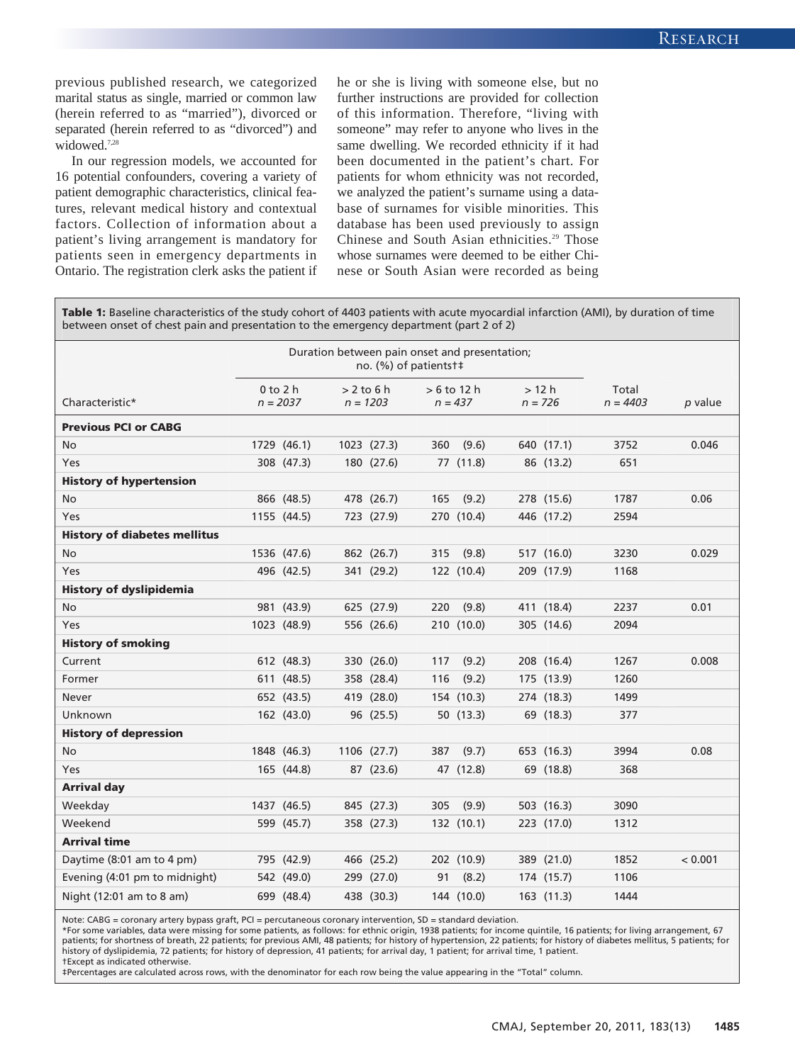previous published research, we categorized marital status as single, married or common law (herein referred to as "married"), divorced or separated (herein referred to as "divorced") and widowed.[7,28]

In our regression models, we accounted for 16 potential confounders, covering a variety of patient demographic characteristics, clinical features, relevant medical history and contextual factors. Collection of information about a patient's living arrangement is mandatory for patients seen in emergency departments in Ontario. The registration clerk asks the patient if he or she is living with someone else, but no further instructions are provided for collection of this information. Therefore, "living with someone" may refer to anyone who lives in the same dwelling. We recorded ethnicity if it had been documented in the patient's chart. For patients for whom ethnicity was not recorded, we analyzed the patient's surname using a database of surnames for visible minorities. This database has been used previously to assign Chinese and South Asian ethnicities.[29] Those whose surnames were deemed to be either Chinese or South Asian were recorded as being

**Table 1:** Baseline characteristics of the study cohort of 4403 patients with acute myocardial infarction (AMI), by duration of time between onset of chest pain and presentation to the emergency department (part 2 of 2)

| | Duration between pain onset and presentation; no. (%) of patients†‡ | | | | | |
|---|---|---|---|---|---|---|
| Characteristic* | 0 to 2 h *n* = 2037 | > 2 to 6 h *n* = 1203 | > 6 to 12 h *n* = 437 | > 12 h *n* = 726 | Total *n* = 4403 | *p* value |
| **Previous PCI or CABG** | | | | | | |
| No | 1729 (46.1) | 1023 (27.3) | 360 (9.6) | 640 (17.1) | 3752 | 0.046 |
| Yes | 308 (47.3) | 180 (27.6) | 77 (11.8) | 86 (13.2) | 651 | |
| **History of hypertension** | | | | | | |
| No | 866 (48.5) | 478 (26.7) | 165 (9.2) | 278 (15.6) | 1787 | 0.06 |
| Yes | 1155 (44.5) | 723 (27.9) | 270 (10.4) | 446 (17.2) | 2594 | |
| **History of diabetes mellitus** | | | | | | |
| No | 1536 (47.6) | 862 (26.7) | 315 (9.8) | 517 (16.0) | 3230 | 0.029 |
| Yes | 496 (42.5) | 341 (29.2) | 122 (10.4) | 209 (17.9) | 1168 | |
| **History of dyslipidemia** | | | | | | |
| No | 981 (43.9) | 625 (27.9) | 220 (9.8) | 411 (18.4) | 2237 | 0.01 |
| Yes | 1023 (48.9) | 556 (26.6) | 210 (10.0) | 305 (14.6) | 2094 | |
| **History of smoking** | | | | | | |
| Current | 612 (48.3) | 330 (26.0) | 117 (9.2) | 208 (16.4) | 1267 | 0.008 |
| Former | 611 (48.5) | 358 (28.4) | 116 (9.2) | 175 (13.9) | 1260 | |
| Never | 652 (43.5) | 419 (28.0) | 154 (10.3) | 274 (18.3) | 1499 | |
| Unknown | 162 (43.0) | 96 (25.5) | 50 (13.3) | 69 (18.3) | 377 | |
| **History of depression** | | | | | | |
| No | 1848 (46.3) | 1106 (27.7) | 387 (9.7) | 653 (16.3) | 3994 | 0.08 |
| Yes | 165 (44.8) | 87 (23.6) | 47 (12.8) | 69 (18.8) | 368 | |
| **Arrival day** | | | | | | |
| Weekday | 1437 (46.5) | 845 (27.3) | 305 (9.9) | 503 (16.3) | 3090 | |
| Weekend | 599 (45.7) | 358 (27.3) | 132 (10.1) | 223 (17.0) | 1312 | |
| **Arrival time** | | | | | | |
| Daytime (8:01 am to 4 pm) | 795 (42.9) | 466 (25.2) | 202 (10.9) | 389 (21.0) | 1852 | < 0.001 |
| Evening (4:01 pm to midnight) | 542 (49.0) | 299 (27.0) | 91 (8.2) | 174 (15.7) | 1106 | |
| Night (12:01 am to 8 am) | 699 (48.4) | 438 (30.3) | 144 (10.0) | 163 (11.3) | 1444 | |

Note: CABG = coronary artery bypass graft, PCI = percutaneous coronary intervention, SD = standard deviation.
*For some variables, data were missing for some patients, as follows: for ethnic origin, 1938 patients; for income quintile, 16 patients; for living arrangement, 67 patients; for shortness of breath, 22 patients; for previous AMI, 48 patients; for history of hypertension, 22 patients; for history of diabetes mellitus, 5 patients; for history of dyslipidemia, 72 patients; for history of depression, 41 patients; for arrival day, 1 patient; for arrival time, 1 patient.
†Except as indicated otherwise.
‡Percentages are calculated across rows, with the denominator for each row being the value appearing in the "Total" column.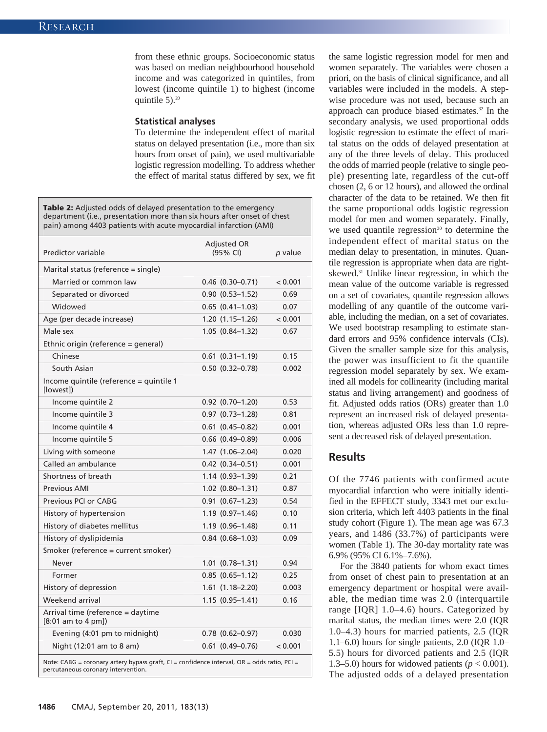from these ethnic groups. Socioeconomic status was based on median neighbourhood household income and was categorized in quintiles, from lowest (income quintile 1) to highest (income quintile 5).[20]

### Statistical analyses

To determine the independent effect of marital status on delayed presentation (i.e., more than six hours from onset of pain), we used multivariable logistic regression modelling. To address whether the effect of marital status differed by sex, we fit the same logistic regression model for men and women separately. The variables were chosen a priori, on the basis of clinical significance, and all variables were included in the models. A stepwise procedure was not used, because such an approach can produce biased estimates.[32] In the secondary analysis, we used proportional odds logistic regression to estimate the effect of marital status on the odds of delayed presentation at any of the three levels of delay. This produced the odds of married people (relative to single people) presenting late, regardless of the cut-off chosen (2, 6 or 12 hours), and allowed the ordinal character of the data to be retained. We then fit the same proportional odds logistic regression model for men and women separately. Finally, we used quantile regression[30] to determine the independent effect of marital status on the median delay to presentation, in minutes. Quantile regression is appropriate when data are right-skewed.[31] Unlike linear regression, in which the mean value of the outcome variable is regressed on a set of covariates, quantile regression allows modelling of any quantile of the outcome variable, including the median, on a set of covariates. We used bootstrap resampling to estimate standard errors and 95% confidence intervals (CIs). Given the smaller sample size for this analysis, the power was insufficient to fit the quantile regression model separately by sex. We examined all models for collinearity (including marital status and living arrangement) and goodness of fit. Adjusted odds ratios (ORs) greater than 1.0 represent an increased risk of delayed presentation, whereas adjusted ORs less than 1.0 represent a decreased risk of delayed presentation.

**Table 2:** Adjusted odds of delayed presentation to the emergency department (i.e., presentation more than six hours after onset of chest pain) among 4403 patients with acute myocardial infarction (AMI)

| Predictor variable | Adjusted OR (95% CI) | *p* value |
|---|---|---|
| Marital status (reference = single) | | |
| Married or common law | 0.46 (0.30–0.71) | < 0.001 |
| Separated or divorced | 0.90 (0.53–1.52) | 0.69 |
| Widowed | 0.65 (0.41–1.03) | 0.07 |
| Age (per decade increase) | 1.20 (1.15–1.26) | < 0.001 |
| Male sex | 1.05 (0.84–1.32) | 0.67 |
| Ethnic origin (reference = general) | | |
| Chinese | 0.61 (0.31–1.19) | 0.15 |
| South Asian | 0.50 (0.32–0.78) | 0.002 |
| Income quintile (reference = quintile 1 [lowest]) | | |
| Income quintile 2 | 0.92 (0.70–1.20) | 0.53 |
| Income quintile 3 | 0.97 (0.73–1.28) | 0.81 |
| Income quintile 4 | 0.61 (0.45–0.82) | 0.001 |
| Income quintile 5 | 0.66 (0.49–0.89) | 0.006 |
| Living with someone | 1.47 (1.06–2.04) | 0.020 |
| Called an ambulance | 0.42 (0.34–0.51) | 0.001 |
| Shortness of breath | 1.14 (0.93–1.39) | 0.21 |
| Previous AMI | 1.02 (0.80–1.31) | 0.87 |
| Previous PCI or CABG | 0.91 (0.67–1.23) | 0.54 |
| History of hypertension | 1.19 (0.97–1.46) | 0.10 |
| History of diabetes mellitus | 1.19 (0.96–1.48) | 0.11 |
| History of dyslipidemia | 0.84 (0.68–1.03) | 0.09 |
| Smoker (reference = current smoker) | | |
| Never | 1.01 (0.78–1.31) | 0.94 |
| Former | 0.85 (0.65–1.12) | 0.25 |
| History of depression | 1.61 (1.18–2.20) | 0.003 |
| Weekend arrival | 1.15 (0.95–1.41) | 0.16 |
| Arrival time (reference = daytime [8:01 am to 4 pm]) | | |
| Evening (4:01 pm to midnight) | 0.78 (0.62–0.97) | 0.030 |
| Night (12:01 am to 8 am) | 0.61 (0.49–0.76) | < 0.001 |

Note: CABG = coronary artery bypass graft, CI = confidence interval, OR = odds ratio, PCI = percutaneous coronary intervention.

## Results

Of the 7746 patients with confirmed acute myocardial infarction who were initially identified in the EFFECT study, 3343 met our exclusion criteria, which left 4403 patients in the final study cohort (Figure 1). The mean age was 67.3 years, and 1486 (33.7%) of participants were women (Table 1). The 30-day mortality rate was 6.9% (95% CI 6.1%–7.6%).

For the 3840 patients for whom exact times from onset of chest pain to presentation at an emergency department or hospital were available, the median time was 2.0 (interquartile range [IQR] 1.0–4.6) hours. Categorized by marital status, the median times were 2.0 (IQR 1.0–4.3) hours for married patients, 2.5 (IQR 1.1–6.0) hours for single patients, 2.0 (IQR 1.0–5.5) hours for divorced patients and 2.5 (IQR 1.3–5.0) hours for widowed patients ($p < 0.001$). The adjusted odds of a delayed presentation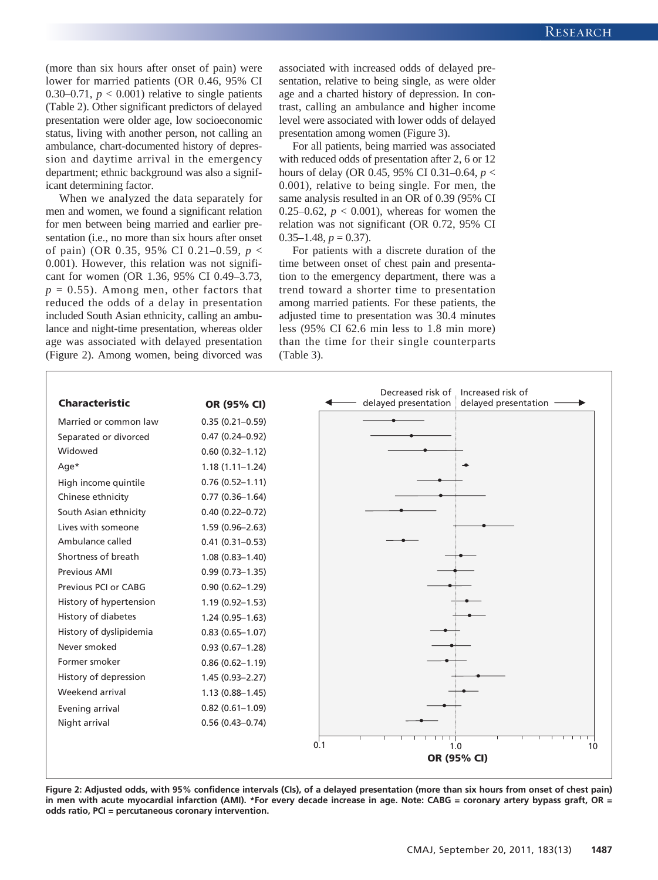(more than six hours after onset of pain) were lower for married patients (OR 0.46, 95% CI 0.30–0.71, $p < 0.001$) relative to single patients (Table 2). Other significant predictors of delayed presentation were older age, low socioeconomic status, living with another person, not calling an ambulance, chart-documented history of depression and daytime arrival in the emergency department; ethnic background was also a significant determining factor.

When we analyzed the data separately for men and women, we found a significant relation for men between being married and earlier presentation (i.e., no more than six hours after onset of pain) (OR 0.35, 95% CI 0.21–0.59, $p < 0.001$). However, this relation was not significant for women (OR 1.36, 95% CI 0.49–3.73, $p = 0.55$). Among men, other factors that reduced the odds of a delay in presentation included South Asian ethnicity, calling an ambulance and night-time presentation, whereas older age was associated with delayed presentation (Figure 2). Among women, being divorced was associated with increased odds of delayed presentation, relative to being single, as were older age and a charted history of depression. In contrast, calling an ambulance and higher income level were associated with lower odds of delayed presentation among women (Figure 3).

For all patients, being married was associated with reduced odds of presentation after 2, 6 or 12 hours of delay (OR 0.45, 95% CI 0.31–0.64, $p < 0.001$), relative to being single. For men, the same analysis resulted in an OR of 0.39 (95% CI 0.25–0.62, $p < 0.001$), whereas for women the relation was not significant (OR 0.72, 95% CI 0.35–1.48, $p = 0.37$).

For patients with a discrete duration of the time between onset of chest pain and presentation to the emergency department, there was a trend toward a shorter time to presentation among married patients. For these patients, the adjusted time to presentation was 30.4 minutes less (95% CI 62.6 min less to 1.8 min more) than the time for their single counterparts (Table 3).

| Characteristic | OR (95% CI) |
|---|---|
| Married or common law | 0.35 (0.21–0.59) |
| Separated or divorced | 0.47 (0.24–0.92) |
| Widowed | 0.60 (0.32–1.12) |
| Age* | 1.18 (1.11–1.24) |
| High income quintile | 0.76 (0.52–1.11) |
| Chinese ethnicity | 0.77 (0.36–1.64) |
| South Asian ethnicity | 0.40 (0.22–0.72) |
| Lives with someone | 1.59 (0.96–2.63) |
| Ambulance called | 0.41 (0.31–0.53) |
| Shortness of breath | 1.08 (0.83–1.40) |
| Previous AMI | 0.99 (0.73–1.35) |
| Previous PCI or CABG | 0.90 (0.62–1.29) |
| History of hypertension | 1.19 (0.92–1.53) |
| History of diabetes | 1.24 (0.95–1.63) |
| History of dyslipidemia | 0.83 (0.65–1.07) |
| Never smoked | 0.93 (0.67–1.28) |
| Former smoker | 0.86 (0.62–1.19) |
| History of depression | 1.45 (0.93–2.27) |
| Weekend arrival | 1.13 (0.88–1.45) |
| Evening arrival | 0.82 (0.61–1.09) |
| Night arrival | 0.56 (0.43–0.74) |

Decreased risk of delayed presentation ← | → Increased risk of delayed presentation

OR (95% CI): 0.1 — 1.0 — 10

**Figure 2: Adjusted odds, with 95% confidence intervals (CIs), of a delayed presentation (more than six hours from onset of chest pain) in men with acute myocardial infarction (AMI). *For every decade increase in age. Note: CABG = coronary artery bypass graft, OR = odds ratio, PCI = percutaneous coronary intervention.**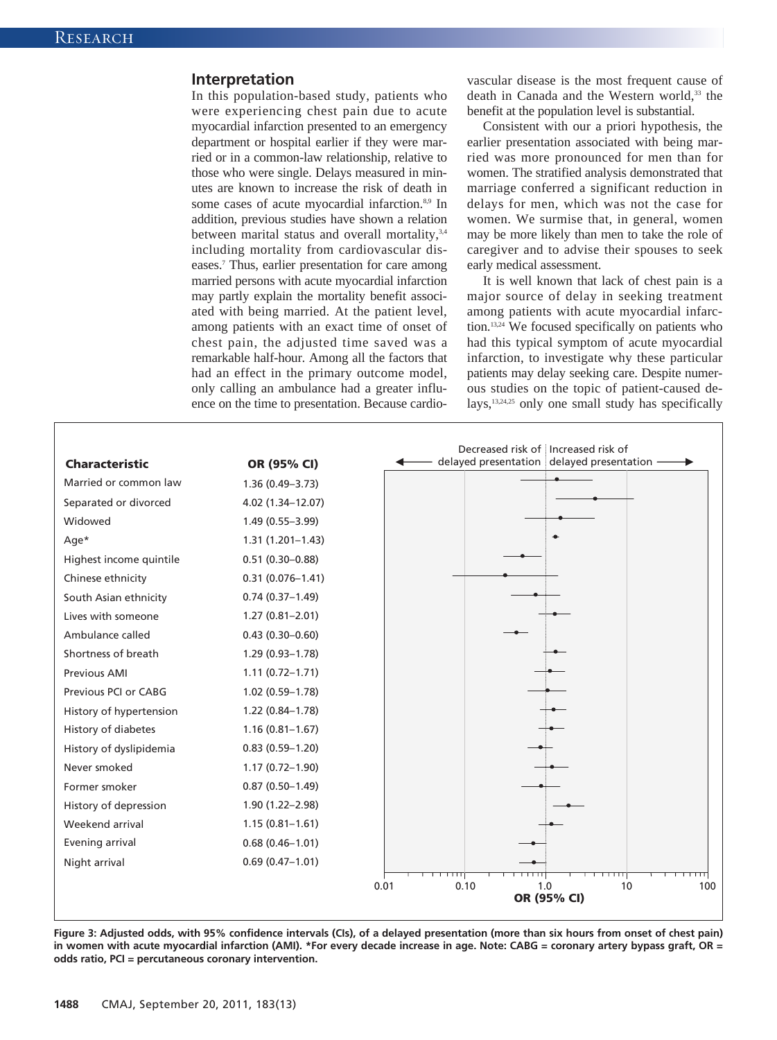## Interpretation

In this population-based study, patients who were experiencing chest pain due to acute myocardial infarction presented to an emergency department or hospital earlier if they were married or in a common-law relationship, relative to those who were single. Delays measured in minutes are known to increase the risk of death in some cases of acute myocardial infarction.[8,9] In addition, previous studies have shown a relation between marital status and overall mortality,[3,4] including mortality from cardiovascular diseases.[7] Thus, earlier presentation for care among married persons with acute myocardial infarction may partly explain the mortality benefit associated with being married. At the patient level, among patients with an exact time of onset of chest pain, the adjusted time saved was a remarkable half-hour. Among all the factors that had an effect in the primary outcome model, only calling an ambulance had a greater influence on the time to presentation. Because cardiovascular disease is the most frequent cause of death in Canada and the Western world,[33] the benefit at the population level is substantial.

Consistent with our a priori hypothesis, the earlier presentation associated with being married was more pronounced for men than for women. The stratified analysis demonstrated that marriage conferred a significant reduction in delays for men, which was not the case for women. We surmise that, in general, women may be more likely than men to take the role of caregiver and to advise their spouses to seek early medical assessment.

It is well known that lack of chest pain is a major source of delay in seeking treatment among patients with acute myocardial infarction.[13,24] We focused specifically on patients who had this typical symptom of acute myocardial infarction, to investigate why these particular patients may delay seeking care. Despite numerous studies on the topic of patient-caused delays,[13,24,25] only one small study has specifically

| Characteristic | OR (95% CI) |
|---|---|
| Married or common law | 1.36 (0.49–3.73) |
| Separated or divorced | 4.02 (1.34–12.07) |
| Widowed | 1.49 (0.55–3.99) |
| Age* | 1.31 (1.201–1.43) |
| Highest income quintile | 0.51 (0.30–0.88) |
| Chinese ethnicity | 0.31 (0.076–1.41) |
| South Asian ethnicity | 0.74 (0.37–1.49) |
| Lives with someone | 1.27 (0.81–2.01) |
| Ambulance called | 0.43 (0.30–0.60) |
| Shortness of breath | 1.29 (0.93–1.78) |
| Previous AMI | 1.11 (0.72–1.71) |
| Previous PCI or CABG | 1.02 (0.59–1.78) |
| History of hypertension | 1.22 (0.84–1.78) |
| History of diabetes | 1.16 (0.81–1.67) |
| History of dyslipidemia | 0.83 (0.59–1.20) |
| Never smoked | 1.17 (0.72–1.90) |
| Former smoker | 0.87 (0.50–1.49) |
| History of depression | 1.90 (1.22–2.98) |
| Weekend arrival | 1.15 (0.81–1.61) |
| Evening arrival | 0.68 (0.46–1.01) |
| Night arrival | 0.69 (0.47–1.01) |

**Figure 3: Adjusted odds, with 95% confidence intervals (CIs), of a delayed presentation (more than six hours from onset of chest pain) in women with acute myocardial infarction (AMI). *For every decade increase in age. Note: CABG = coronary artery bypass graft, OR = odds ratio, PCI = percutaneous coronary intervention.**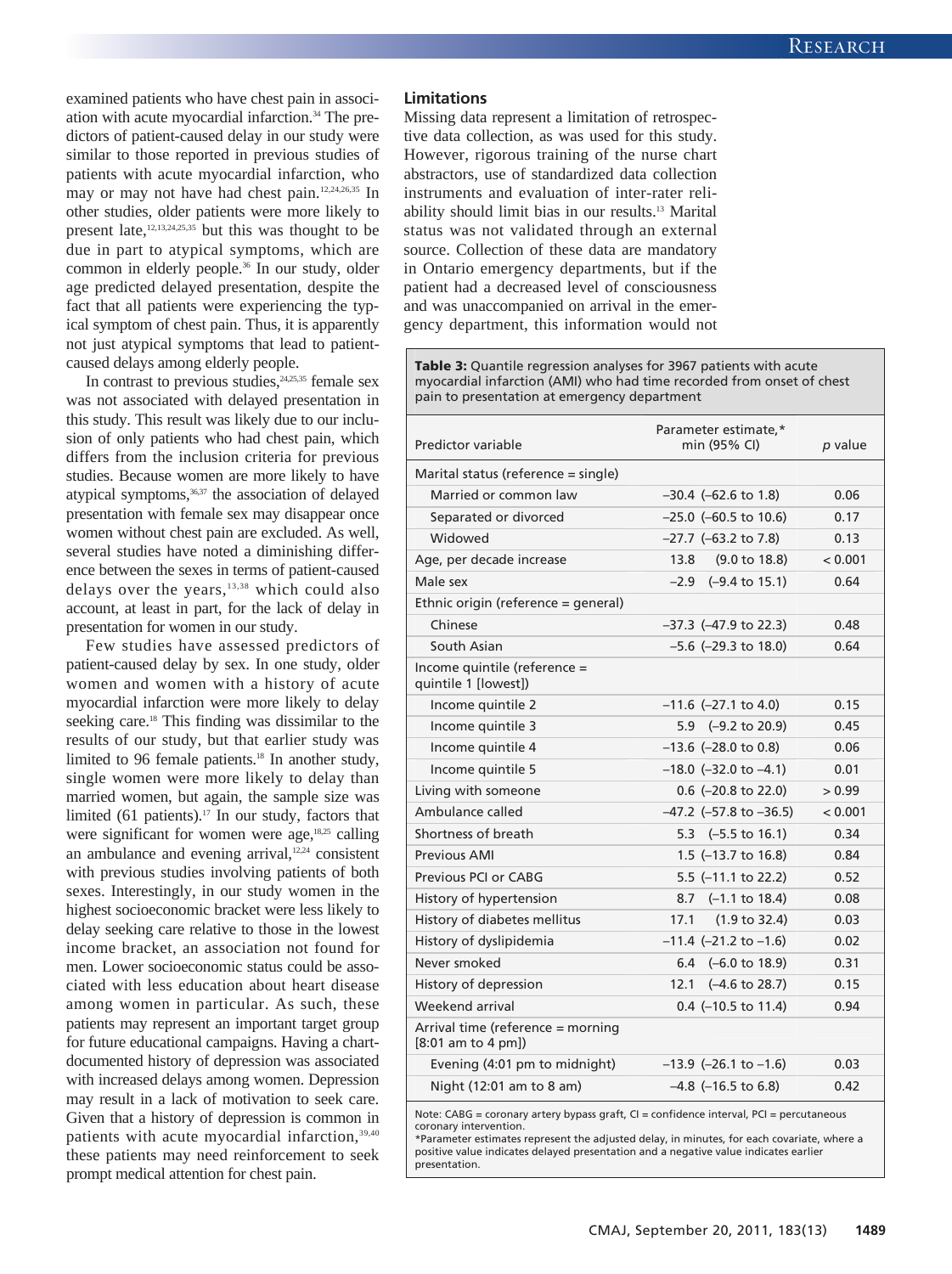examined patients who have chest pain in association with acute myocardial infarction.[34] The predictors of patient-caused delay in our study were similar to those reported in previous studies of patients with acute myocardial infarction, who may or may not have had chest pain.[12,24,26,35] In other studies, older patients were more likely to present late,[12,13,24,25,35] but this was thought to be due in part to atypical symptoms, which are common in elderly people.[36] In our study, older age predicted delayed presentation, despite the fact that all patients were experiencing the typical symptom of chest pain. Thus, it is apparently not just atypical symptoms that lead to patient-caused delays among elderly people.

In contrast to previous studies,[24,25,35] female sex was not associated with delayed presentation in this study. This result was likely due to our inclusion of only patients who had chest pain, which differs from the inclusion criteria for previous studies. Because women are more likely to have atypical symptoms,[36,37] the association of delayed presentation with female sex may disappear once women without chest pain are excluded. As well, several studies have noted a diminishing difference between the sexes in terms of patient-caused delays over the years,[13,38] which could also account, at least in part, for the lack of delay in presentation for women in our study.

Few studies have assessed predictors of patient-caused delay by sex. In one study, older women and women with a history of acute myocardial infarction were more likely to delay seeking care.[18] This finding was dissimilar to the results of our study, but that earlier study was limited to 96 female patients.[18] In another study, single women were more likely to delay than married women, but again, the sample size was limited (61 patients).[17] In our study, factors that were significant for women were age,[18,25] calling an ambulance and evening arrival,[12,24] consistent with previous studies involving patients of both sexes. Interestingly, in our study women in the highest socioeconomic bracket were less likely to delay seeking care relative to those in the lowest income bracket, an association not found for men. Lower socioeconomic status could be associated with less education about heart disease among women in particular. As such, these patients may represent an important target group for future educational campaigns. Having a chart-documented history of depression was associated with increased delays among women. Depression may result in a lack of motivation to seek care. Given that a history of depression is common in patients with acute myocardial infarction,[39,40] these patients may need reinforcement to seek prompt medical attention for chest pain.

### Limitations

Missing data represent a limitation of retrospective data collection, as was used for this study. However, rigorous training of the nurse chart abstractors, use of standardized data collection instruments and evaluation of inter-rater reliability should limit bias in our results.[13] Marital status was not validated through an external source. Collection of these data are mandatory in Ontario emergency departments, but if the patient had a decreased level of consciousness and was unaccompanied on arrival in the emergency department, this information would not

**Table 3:** Quantile regression analyses for 3967 patients with acute myocardial infarction (AMI) who had time recorded from onset of chest pain to presentation at emergency department

| Predictor variable | Parameter estimate,* min (95% CI) | *p* value |
|---|---|---|
| Marital status (reference = single) | | |
| Married or common law | −30.4 (−62.6 to 1.8) | 0.06 |
| Separated or divorced | −25.0 (−60.5 to 10.6) | 0.17 |
| Widowed | −27.7 (−63.2 to 7.8) | 0.13 |
| Age, per decade increase | 13.8 (9.0 to 18.8) | < 0.001 |
| Male sex | −2.9 (−9.4 to 15.1) | 0.64 |
| Ethnic origin (reference = general) | | |
| Chinese | −37.3 (−47.9 to 22.3) | 0.48 |
| South Asian | −5.6 (−29.3 to 18.0) | 0.64 |
| Income quintile (reference = quintile 1 [lowest]) | | |
| Income quintile 2 | −11.6 (−27.1 to 4.0) | 0.15 |
| Income quintile 3 | 5.9 (−9.2 to 20.9) | 0.45 |
| Income quintile 4 | −13.6 (−28.0 to 0.8) | 0.06 |
| Income quintile 5 | −18.0 (−32.0 to −4.1) | 0.01 |
| Living with someone | 0.6 (−20.8 to 22.0) | > 0.99 |
| Ambulance called | −47.2 (−57.8 to −36.5) | < 0.001 |
| Shortness of breath | 5.3 (−5.5 to 16.1) | 0.34 |
| Previous AMI | 1.5 (−13.7 to 16.8) | 0.84 |
| Previous PCI or CABG | 5.5 (−11.1 to 22.2) | 0.52 |
| History of hypertension | 8.7 (−1.1 to 18.4) | 0.08 |
| History of diabetes mellitus | 17.1 (1.9 to 32.4) | 0.03 |
| History of dyslipidemia | −11.4 (−21.2 to −1.6) | 0.02 |
| Never smoked | 6.4 (−6.0 to 18.9) | 0.31 |
| History of depression | 12.1 (−4.6 to 28.7) | 0.15 |
| Weekend arrival | 0.4 (−10.5 to 11.4) | 0.94 |
| Arrival time (reference = morning [8:01 am to 4 pm]) | | |
| Evening (4:01 pm to midnight) | −13.9 (−26.1 to −1.6) | 0.03 |
| Night (12:01 am to 8 am) | −4.8 (−16.5 to 6.8) | 0.42 |

Note: CABG = coronary artery bypass graft, CI = confidence interval, PCI = percutaneous coronary intervention.
*Parameter estimates represent the adjusted delay, in minutes, for each covariate, where a positive value indicates delayed presentation and a negative value indicates earlier presentation.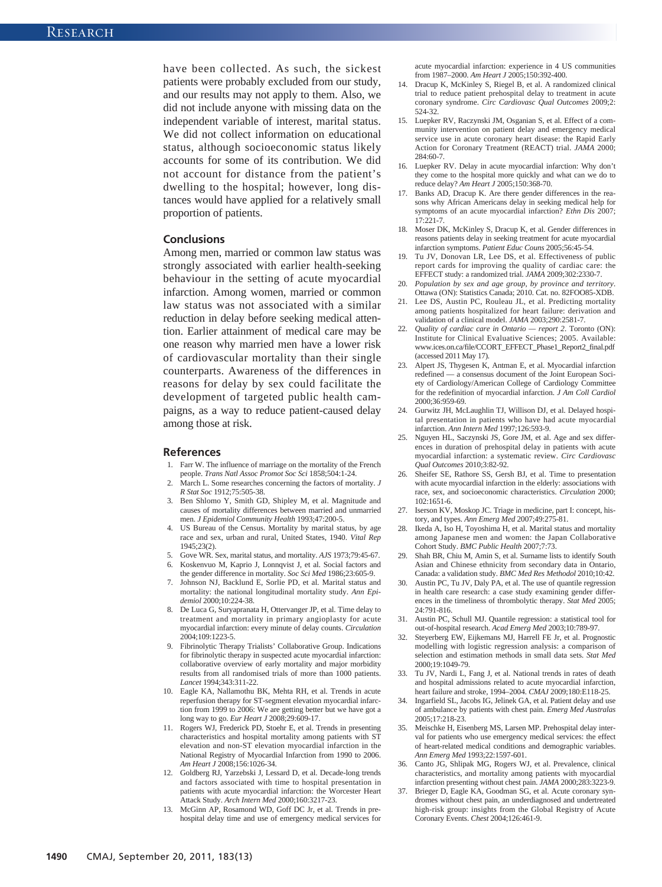have been collected. As such, the sickest patients were probably excluded from our study, and our results may not apply to them. Also, we did not include anyone with missing data on the independent variable of interest, marital status. We did not collect information on educational status, although socioeconomic status likely accounts for some of its contribution. We did not account for distance from the patient's dwelling to the hospital; however, long distances would have applied for a relatively small proportion of patients.

## Conclusions

Among men, married or common law status was strongly associated with earlier health-seeking behaviour in the setting of acute myocardial infarction. Among women, married or common law status was not associated with a similar reduction in delay before seeking medical attention. Earlier attainment of medical care may be one reason why married men have a lower risk of cardiovascular mortality than their single counterparts. Awareness of the differences in reasons for delay by sex could facilitate the development of targeted public health campaigns, as a way to reduce patient-caused delay among those at risk.

## References

1. Farr W. The influence of marriage on the mortality of the French people. *Trans Natl Assoc Promot Soc Sci* 1858;504:1-24.
2. March L. Some researches concerning the factors of mortality. *J R Stat Soc* 1912;75:505-38.
3. Ben Shlomo Y, Smith GD, Shipley M, et al. Magnitude and causes of mortality differences between married and unmarried men. *J Epidemiol Community Health* 1993;47:200-5.
4. US Bureau of the Census. Mortality by marital status, by age race and sex, urban and rural, United States, 1940. *Vital Rep* 1945;23(2).
5. Gove WR. Sex, marital status, and mortality. *AJS* 1973;79:45-67.
6. Koskenvuo M, Kaprio J, Lonnqvist J, et al. Social factors and the gender difference in mortality. *Soc Sci Med* 1986;23:605-9.
7. Johnson NJ, Backlund E, Sorlie PD, et al. Marital status and mortality: the national longitudinal mortality study. *Ann Epidemiol* 2000;10:224-38.
8. De Luca G, Suryapranata H, Ottervanger JP, et al. Time delay to treatment and mortality in primary angioplasty for acute myocardial infarction: every minute of delay counts. *Circulation* 2004;109:1223-5.
9. Fibrinolytic Therapy Trialists' Collaborative Group. Indications for fibrinolytic therapy in suspected acute myocardial infarction: collaborative overview of early mortality and major morbidity results from all randomised trials of more than 1000 patients. *Lancet* 1994;343:311-22.
10. Eagle KA, Nallamothu BK, Mehta RH, et al. Trends in acute reperfusion therapy for ST-segment elevation myocardial infarction from 1999 to 2006: We are getting better but we have got a long way to go. *Eur Heart J* 2008;29:609-17.
11. Rogers WJ, Frederick PD, Stoehr E, et al. Trends in presenting characteristics and hospital mortality among patients with ST elevation and non-ST elevation myocardial infarction in the National Registry of Myocardial Infarction from 1990 to 2006. *Am Heart J* 2008;156:1026-34.
12. Goldberg RJ, Yarzebski J, Lessard D, et al. Decade-long trends and factors associated with time to hospital presentation in patients with acute myocardial infarction: the Worcester Heart Attack Study. *Arch Intern Med* 2000;160:3217-23.
13. McGinn AP, Rosamond WD, Goff DC Jr, et al. Trends in prehospital delay time and use of emergency medical services for acute myocardial infarction: experience in 4 US communities from 1987–2000. *Am Heart J* 2005;150:392-400.
14. Dracup K, McKinley S, Riegel B, et al. A randomized clinical trial to reduce patient prehospital delay to treatment in acute coronary syndrome. *Circ Cardiovasc Qual Outcomes* 2009;2:524-32.
15. Luepker RV, Raczynski JM, Osganian S, et al. Effect of a community intervention on patient delay and emergency medical service use in acute coronary heart disease: the Rapid Early Action for Coronary Treatment (REACT) trial. *JAMA* 2000;284:60-7.
16. Luepker RV. Delay in acute myocardial infarction: Why don't they come to the hospital more quickly and what can we do to reduce delay? *Am Heart J* 2005;150:368-70.
17. Banks AD, Dracup K. Are there gender differences in the reasons why African Americans delay in seeking medical help for symptoms of an acute myocardial infarction? *Ethn Dis* 2007;17:221-7.
18. Moser DK, McKinley S, Dracup K, et al. Gender differences in reasons patients delay in seeking treatment for acute myocardial infarction symptoms. *Patient Educ Couns* 2005;56:45-54.
19. Tu JV, Donovan LR, Lee DS, et al. Effectiveness of public report cards for improving the quality of cardiac care: the EFFECT study: a randomized trial. *JAMA* 2009;302:2330-7.
20. *Population by sex and age group, by province and territory*. Ottawa (ON): Statistics Canada; 2010. Cat. no. 82FOO85-XDB.
21. Lee DS, Austin PC, Rouleau JL, et al. Predicting mortality among patients hospitalized for heart failure: derivation and validation of a clinical model. *JAMA* 2003;290:2581-7.
22. *Quality of cardiac care in Ontario — report 2*. Toronto (ON): Institute for Clinical Evaluative Sciences; 2005. Available: www.ices.on.ca/file/CCORT_EFFECT_Phase1_Report2_final.pdf (accessed 2011 May 17).
23. Alpert JS, Thygesen K, Antman E, et al. Myocardial infarction redefined — a consensus document of the Joint European Society of Cardiology/American College of Cardiology Committee for the redefinition of myocardial infarction. *J Am Coll Cardiol* 2000;36:959-69.
24. Gurwitz JH, McLaughlin TJ, Willison DJ, et al. Delayed hospital presentation in patients who have had acute myocardial infarction. *Ann Intern Med* 1997;126:593-9.
25. Nguyen HL, Saczynski JS, Gore JM, et al. Age and sex differences in duration of prehospital delay in patients with acute myocardial infarction: a systematic review. *Circ Cardiovasc Qual Outcomes* 2010;3:82-92.
26. Sheifer SE, Rathore SS, Gersh BJ, et al. Time to presentation with acute myocardial infarction in the elderly: associations with race, sex, and socioeconomic characteristics. *Circulation* 2000;102:1651-6.
27. Iserson KV, Moskop JC. Triage in medicine, part I: concept, history, and types. *Ann Emerg Med* 2007;49:275-81.
28. Ikeda A, Iso H, Toyoshima H, et al. Marital status and mortality among Japanese men and women: the Japan Collaborative Cohort Study. *BMC Public Health* 2007;7:73.
29. Shah BR, Chiu M, Amin S, et al. Surname lists to identify South Asian and Chinese ethnicity from secondary data in Ontario, Canada: a validation study. *BMC Med Res Methodol* 2010;10:42.
30. Austin PC, Tu JV, Daly PA, et al. The use of quantile regression in health care research: a case study examining gender differences in the timeliness of thrombolytic therapy. *Stat Med* 2005;24:791-816.
31. Austin PC, Schull MJ. Quantile regression: a statistical tool for out-of-hospital research. *Acad Emerg Med* 2003;10:789-97.
32. Steyerberg EW, Eijkemans MJ, Harrell FE Jr, et al. Prognostic modelling with logistic regression analysis: a comparison of selection and estimation methods in small data sets. *Stat Med* 2000;19:1049-79.
33. Tu JV, Nardi L, Fang J, et al. National trends in rates of death and hospital admissions related to acute myocardial infarction, heart failure and stroke, 1994–2004. *CMAJ* 2009;180:E118-25.
34. Ingarfield SL, Jacobs IG, Jelinek GA, et al. Patient delay and use of ambulance by patients with chest pain. *Emerg Med Australas* 2005;17:218-23.
35. Meischke H, Eisenberg MS, Larsen MP. Prehospital delay interval for patients who use emergency medical services: the effect of heart-related medical conditions and demographic variables. *Ann Emerg Med* 1993;22:1597-601.
36. Canto JG, Shlipak MG, Rogers WJ, et al. Prevalence, clinical characteristics, and mortality among patients with myocardial infarction presenting without chest pain. *JAMA* 2000;283:3223-9.
37. Brieger D, Eagle KA, Goodman SG, et al. Acute coronary syndromes without chest pain, an underdiagnosed and undertreated high-risk group: insights from the Global Registry of Acute Coronary Events. *Chest* 2004;126:461-9.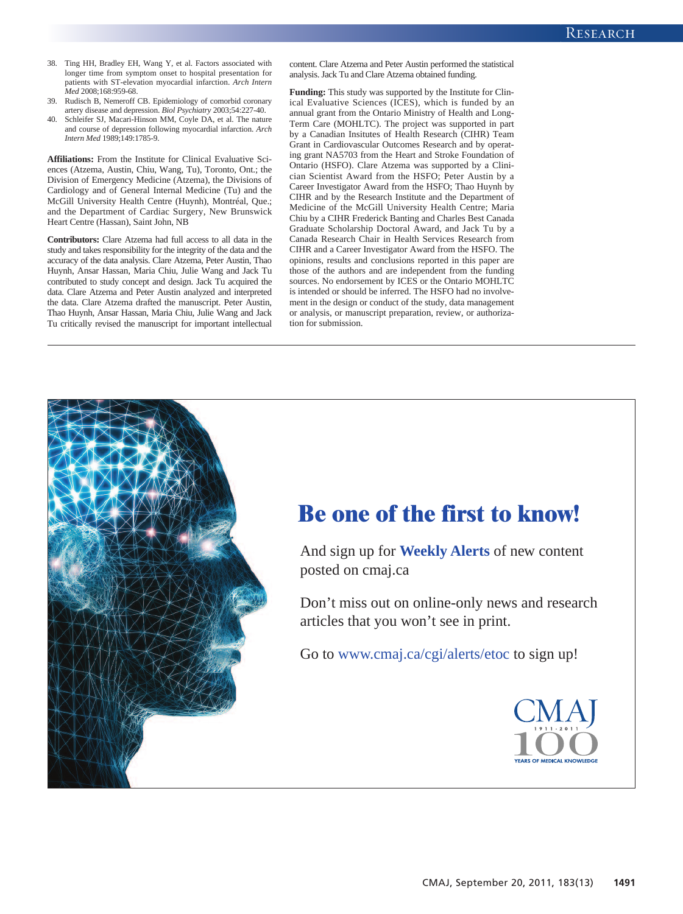38. Ting HH, Bradley EH, Wang Y, et al. Factors associated with longer time from symptom onset to hospital presentation for patients with ST-elevation myocardial infarction. *Arch Intern Med* 2008;168:959-68.
39. Rudisch B, Nemeroff CB. Epidemiology of comorbid coronary artery disease and depression. *Biol Psychiatry* 2003;54:227-40.
40. Schleifer SJ, Macari-Hinson MM, Coyle DA, et al. The nature and course of depression following myocardial infarction. *Arch Intern Med* 1989;149:1785-9.

**Affiliations:** From the Institute for Clinical Evaluative Sciences (Atzema, Austin, Chiu, Wang, Tu), Toronto, Ont.; the Division of Emergency Medicine (Atzema), the Divisions of Cardiology and of General Internal Medicine (Tu) and the McGill University Health Centre (Huynh), Montréal, Que.; and the Department of Cardiac Surgery, New Brunswick Heart Centre (Hassan), Saint John, NB

**Contributors:** Clare Atzema had full access to all data in the study and takes responsibility for the integrity of the data and the accuracy of the data analysis. Clare Atzema, Peter Austin, Thao Huynh, Ansar Hassan, Maria Chiu, Julie Wang and Jack Tu contributed to study concept and design. Jack Tu acquired the data. Clare Atzema and Peter Austin analyzed and interpreted the data. Clare Atzema drafted the manuscript. Peter Austin, Thao Huynh, Ansar Hassan, Maria Chiu, Julie Wang and Jack Tu critically revised the manuscript for important intellectual content. Clare Atzema and Peter Austin performed the statistical analysis. Jack Tu and Clare Atzema obtained funding.

**Funding:** This study was supported by the Institute for Clinical Evaluative Sciences (ICES), which is funded by an annual grant from the Ontario Ministry of Health and Long-Term Care (MOHLTC). The project was supported in part by a Canadian Insitutes of Health Research (CIHR) Team Grant in Cardiovascular Outcomes Research and by operating grant NA5703 from the Heart and Stroke Foundation of Ontario (HSFO). Clare Atzema was supported by a Clinician Scientist Award from the HSFO; Peter Austin by a Career Investigator Award from the HSFO; Thao Huynh by CIHR and by the Research Institute and the Department of Medicine of the McGill University Health Centre; Maria Chiu by a CIHR Frederick Banting and Charles Best Canada Graduate Scholarship Doctoral Award, and Jack Tu by a Canada Research Chair in Health Services Research from CIHR and a Career Investigator Award from the HSFO. The opinions, results and conclusions reported in this paper are those of the authors and are independent from the funding sources. No endorsement by ICES or the Ontario MOHLTC is intended or should be inferred. The HSFO had no involvement in the design or conduct of the study, data management or analysis, or manuscript preparation, review, or authorization for submission.

---

# Be one of the first to know!

And sign up for **Weekly Alerts** of new content posted on cmaj.ca

Don't miss out on online-only news and research articles that you won't see in print.

Go to www.cmaj.ca/cgi/alerts/etoc to sign up!

CMAJ 1911-2011 100 YEARS OF MEDICAL KNOWLEDGE